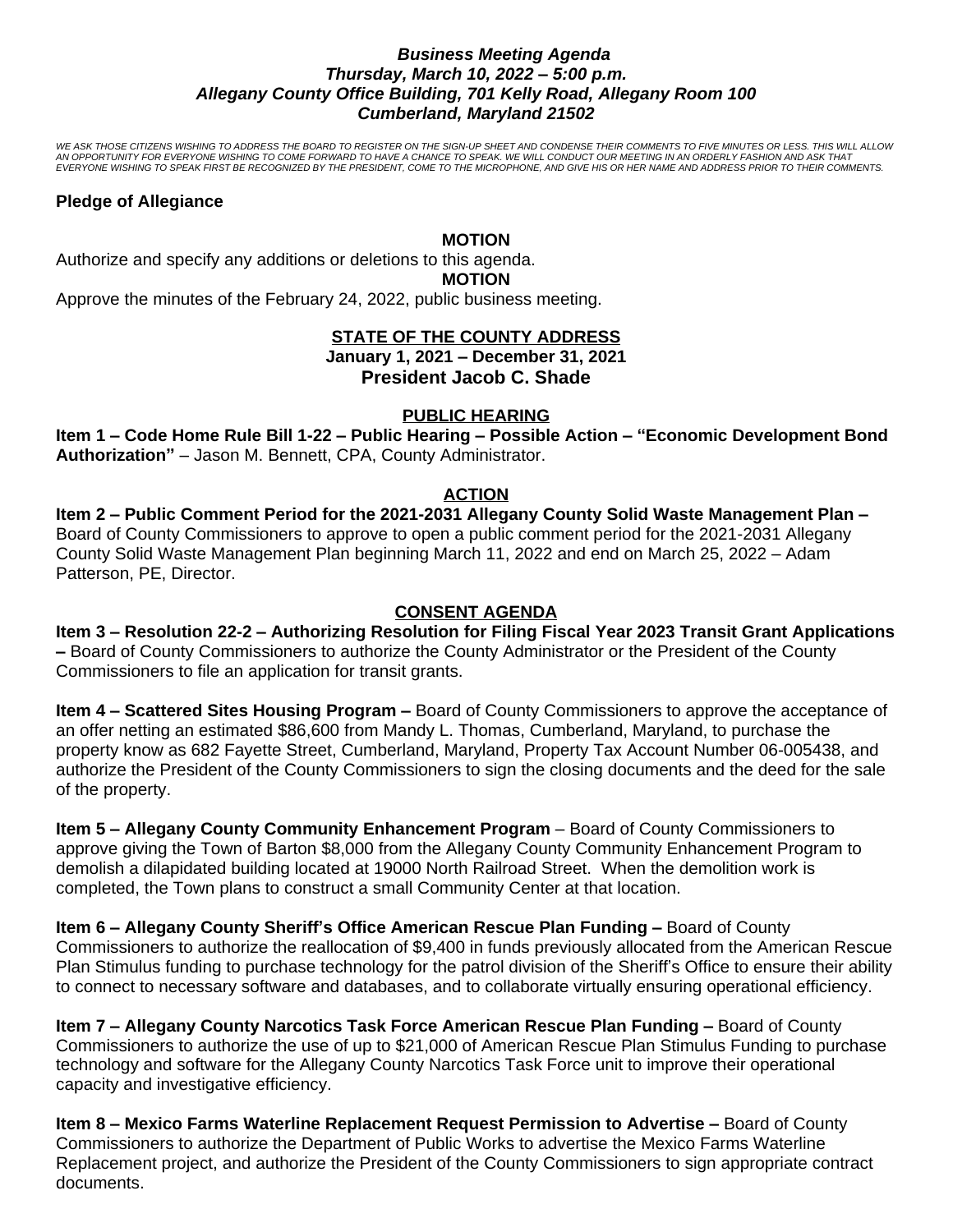***Business Meeting Agenda***
***Thursday, March 10, 2022 – 5:00 p.m.***
***Allegany County Office Building, 701 Kelly Road, Allegany Room 100***
***Cumberland, Maryland 21502***

*WE ASK THOSE CITIZENS WISHING TO ADDRESS THE BOARD TO REGISTER ON THE SIGN-UP SHEET AND CONDENSE THEIR COMMENTS TO FIVE MINUTES OR LESS. THIS WILL ALLOW AN OPPORTUNITY FOR EVERYONE WISHING TO COME FORWARD TO HAVE A CHANCE TO SPEAK. WE WILL CONDUCT OUR MEETING IN AN ORDERLY FASHION AND ASK THAT EVERYONE WISHING TO SPEAK FIRST BE RECOGNIZED BY THE PRESIDENT, COME TO THE MICROPHONE, AND GIVE HIS OR HER NAME AND ADDRESS PRIOR TO THEIR COMMENTS.*

**Pledge of Allegiance**

**MOTION**

Authorize and specify any additions or deletions to this agenda.

**MOTION**

Approve the minutes of the February 24, 2022, public business meeting.

**STATE OF THE COUNTY ADDRESS**
**January 1, 2021 – December 31, 2021**
**President Jacob C. Shade**

**PUBLIC HEARING**

**Item 1 – Code Home Rule Bill 1-22 – Public Hearing – Possible Action – "Economic Development Bond Authorization"** – Jason M. Bennett, CPA, County Administrator.

**ACTION**

**Item 2 – Public Comment Period for the 2021-2031 Allegany County Solid Waste Management Plan –** Board of County Commissioners to approve to open a public comment period for the 2021-2031 Allegany County Solid Waste Management Plan beginning March 11, 2022 and end on March 25, 2022 – Adam Patterson, PE, Director.

**CONSENT AGENDA**

**Item 3 – Resolution 22-2 – Authorizing Resolution for Filing Fiscal Year 2023 Transit Grant Applications –** Board of County Commissioners to authorize the County Administrator or the President of the County Commissioners to file an application for transit grants.

**Item 4 – Scattered Sites Housing Program –** Board of County Commissioners to approve the acceptance of an offer netting an estimated $86,600 from Mandy L. Thomas, Cumberland, Maryland, to purchase the property know as 682 Fayette Street, Cumberland, Maryland, Property Tax Account Number 06-005438, and authorize the President of the County Commissioners to sign the closing documents and the deed for the sale of the property.

**Item 5 – Allegany County Community Enhancement Program** – Board of County Commissioners to approve giving the Town of Barton $8,000 from the Allegany County Community Enhancement Program to demolish a dilapidated building located at 19000 North Railroad Street. When the demolition work is completed, the Town plans to construct a small Community Center at that location.

**Item 6 – Allegany County Sheriff's Office American Rescue Plan Funding –** Board of County Commissioners to authorize the reallocation of $9,400 in funds previously allocated from the American Rescue Plan Stimulus funding to purchase technology for the patrol division of the Sheriff's Office to ensure their ability to connect to necessary software and databases, and to collaborate virtually ensuring operational efficiency.

**Item 7 – Allegany County Narcotics Task Force American Rescue Plan Funding –** Board of County Commissioners to authorize the use of up to $21,000 of American Rescue Plan Stimulus Funding to purchase technology and software for the Allegany County Narcotics Task Force unit to improve their operational capacity and investigative efficiency.

**Item 8 – Mexico Farms Waterline Replacement Request Permission to Advertise –** Board of County Commissioners to authorize the Department of Public Works to advertise the Mexico Farms Waterline Replacement project, and authorize the President of the County Commissioners to sign appropriate contract documents.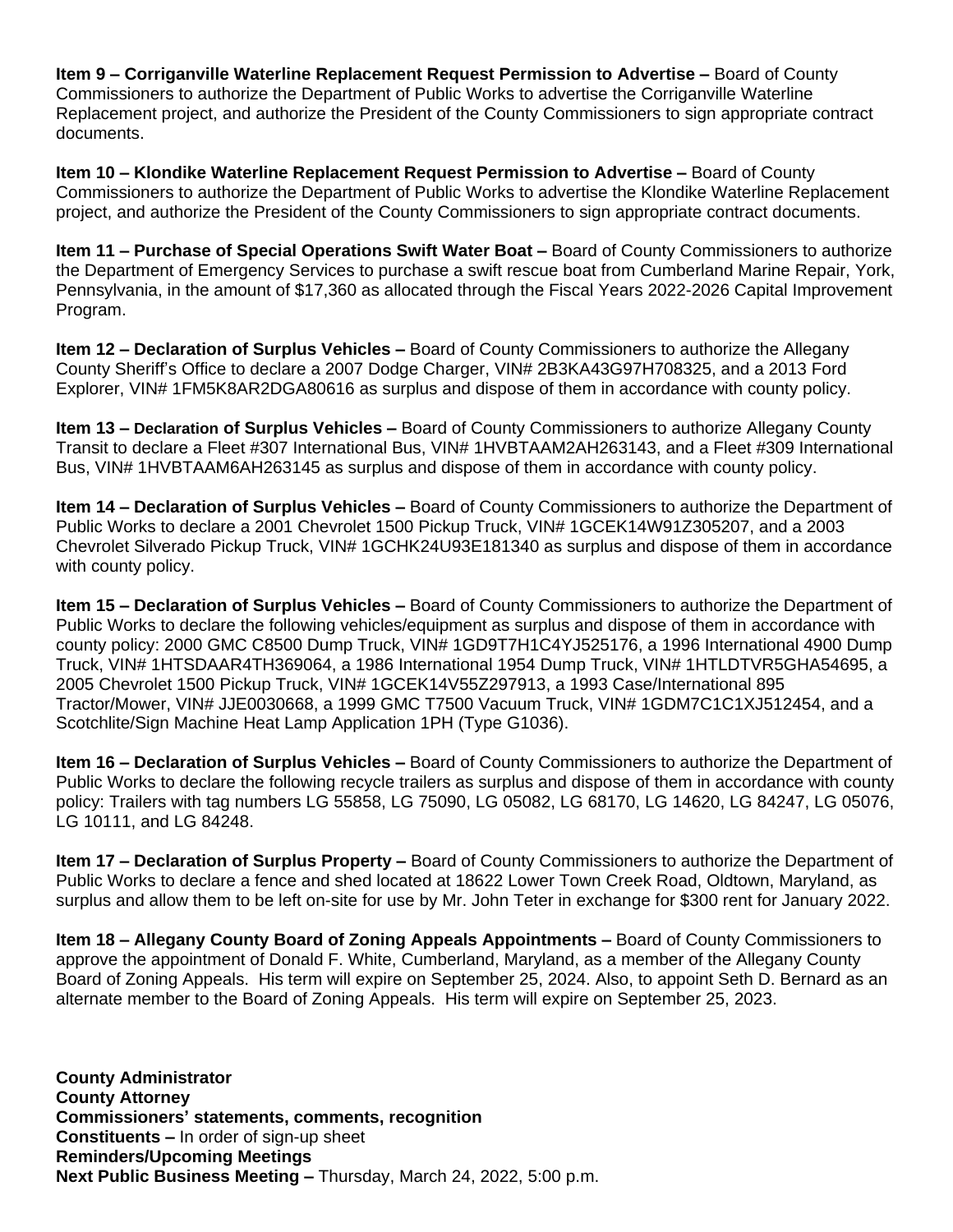**Item 9 – Corriganville Waterline Replacement Request Permission to Advertise –** Board of County Commissioners to authorize the Department of Public Works to advertise the Corriganville Waterline Replacement project, and authorize the President of the County Commissioners to sign appropriate contract documents.

**Item 10 – Klondike Waterline Replacement Request Permission to Advertise –** Board of County Commissioners to authorize the Department of Public Works to advertise the Klondike Waterline Replacement project, and authorize the President of the County Commissioners to sign appropriate contract documents.

**Item 11 – Purchase of Special Operations Swift Water Boat –** Board of County Commissioners to authorize the Department of Emergency Services to purchase a swift rescue boat from Cumberland Marine Repair, York, Pennsylvania, in the amount of $17,360 as allocated through the Fiscal Years 2022-2026 Capital Improvement Program.

**Item 12 – Declaration of Surplus Vehicles –** Board of County Commissioners to authorize the Allegany County Sheriff's Office to declare a 2007 Dodge Charger, VIN# 2B3KA43G97H708325, and a 2013 Ford Explorer, VIN# 1FM5K8AR2DGA80616 as surplus and dispose of them in accordance with county policy.

**Item 13 – Declaration of Surplus Vehicles –** Board of County Commissioners to authorize Allegany County Transit to declare a Fleet #307 International Bus, VIN# 1HVBTAAM2AH263143, and a Fleet #309 International Bus, VIN# 1HVBTAAM6AH263145 as surplus and dispose of them in accordance with county policy.

**Item 14 – Declaration of Surplus Vehicles –** Board of County Commissioners to authorize the Department of Public Works to declare a 2001 Chevrolet 1500 Pickup Truck, VIN# 1GCEK14W91Z305207, and a 2003 Chevrolet Silverado Pickup Truck, VIN# 1GCHK24U93E181340 as surplus and dispose of them in accordance with county policy.

**Item 15 – Declaration of Surplus Vehicles –** Board of County Commissioners to authorize the Department of Public Works to declare the following vehicles/equipment as surplus and dispose of them in accordance with county policy: 2000 GMC C8500 Dump Truck, VIN# 1GD9T7H1C4YJ525176, a 1996 International 4900 Dump Truck, VIN# 1HTSDAAR4TH369064, a 1986 International 1954 Dump Truck, VIN# 1HTLDTVR5GHA54695, a 2005 Chevrolet 1500 Pickup Truck, VIN# 1GCEK14V55Z297913, a 1993 Case/International 895 Tractor/Mower, VIN# JJE0030668, a 1999 GMC T7500 Vacuum Truck, VIN# 1GDM7C1C1XJ512454, and a Scotchlite/Sign Machine Heat Lamp Application 1PH (Type G1036).

**Item 16 – Declaration of Surplus Vehicles –** Board of County Commissioners to authorize the Department of Public Works to declare the following recycle trailers as surplus and dispose of them in accordance with county policy: Trailers with tag numbers LG 55858, LG 75090, LG 05082, LG 68170, LG 14620, LG 84247, LG 05076, LG 10111, and LG 84248.

**Item 17 – Declaration of Surplus Property –** Board of County Commissioners to authorize the Department of Public Works to declare a fence and shed located at 18622 Lower Town Creek Road, Oldtown, Maryland, as surplus and allow them to be left on-site for use by Mr. John Teter in exchange for $300 rent for January 2022.

**Item 18 – Allegany County Board of Zoning Appeals Appointments –** Board of County Commissioners to approve the appointment of Donald F. White, Cumberland, Maryland, as a member of the Allegany County Board of Zoning Appeals. His term will expire on September 25, 2024. Also, to appoint Seth D. Bernard as an alternate member to the Board of Zoning Appeals. His term will expire on September 25, 2023.

**County Administrator**
**County Attorney**
**Commissioners' statements, comments, recognition**
**Constituents –** In order of sign-up sheet
**Reminders/Upcoming Meetings**
**Next Public Business Meeting –** Thursday, March 24, 2022, 5:00 p.m.